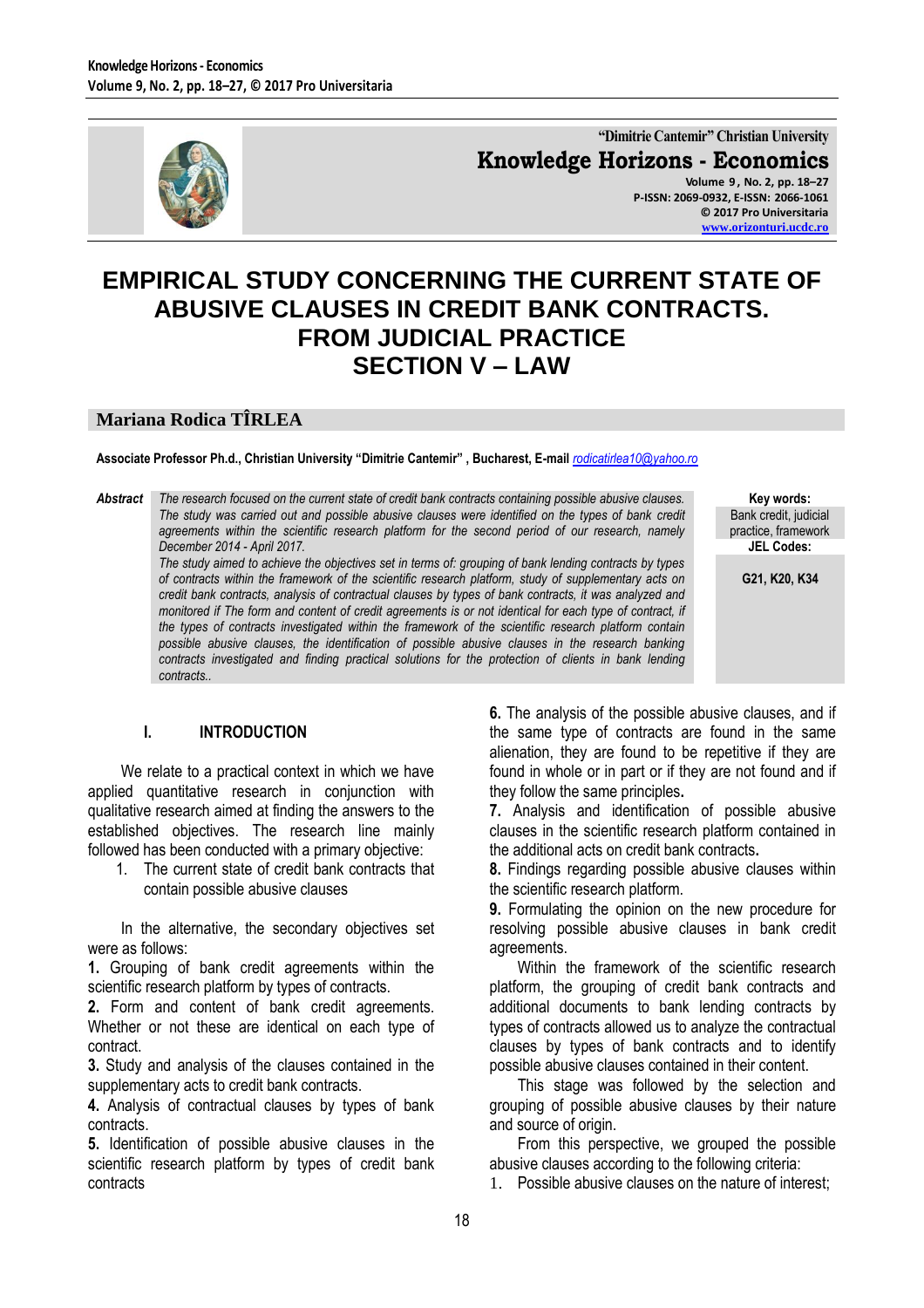# EMPIRICAL STUDY CONCERNING THE CURRENT STATE OF ABUSIVE CLAUSES IN CREDIT BANK CONTRACTS. FROM JUDICIAL PRACTICE

## SECTION V – LAW

**Mariana Rodica TÎRLEA**

**Associate Professor Ph.d., Christian University "Dimitrie Cantemir" , Bucharest, E-mail** *rodicatirlea10@yahoo.ro*

***Abstract*** *The research focused on the current state of credit bank contracts containing possible abusive clauses. The study was carried out and possible abusive clauses were identified on the types of bank credit agreements within the scientific research platform for the second period of our research, namely December 2014 - April 2017.*

*The study aimed to achieve the objectives set in terms of: grouping of bank lending contracts by types of contracts within the framework of the scientific research platform, study of supplementary acts on credit bank contracts, analysis of contractual clauses by types of bank contracts, it was analyzed and monitored if The form and content of credit agreements is or not identical for each type of contract, if the types of contracts investigated within the framework of the scientific research platform contain possible abusive clauses, the identification of possible abusive clauses in the research banking contracts investigated and finding practical solutions for the protection of clients in bank lending contracts..*

**Key words:** Bank credit, judicial practice, framework

**JEL Codes:** G21, K20, K34

## I. INTRODUCTION

We relate to a practical context in which we have applied quantitative research in conjunction with qualitative research aimed at finding the answers to the established objectives. The research line mainly followed has been conducted with a primary objective:

1. The current state of credit bank contracts that contain possible abusive clauses

In the alternative, the secondary objectives set were as follows:

**1.** Grouping of bank credit agreements within the scientific research platform by types of contracts.

**2.** Form and content of bank credit agreements. Whether or not these are identical on each type of contract.

**3.** Study and analysis of the clauses contained in the supplementary acts to credit bank contracts.

**4.** Analysis of contractual clauses by types of bank contracts.

**5.** Identification of possible abusive clauses in the scientific research platform by types of credit bank contracts

**6.** The analysis of the possible abusive clauses, and if the same type of contracts are found in the same alienation, they are found to be repetitive if they are found in whole or in part or if they are not found and if they follow the same principles**.**

**7.** Analysis and identification of possible abusive clauses in the scientific research platform contained in the additional acts on credit bank contracts**.**

**8.** Findings regarding possible abusive clauses within the scientific research platform.

**9.** Formulating the opinion on the new procedure for resolving possible abusive clauses in bank credit agreements.

Within the framework of the scientific research platform, the grouping of credit bank contracts and additional documents to bank lending contracts by types of contracts allowed us to analyze the contractual clauses by types of bank contracts and to identify possible abusive clauses contained in their content.

This stage was followed by the selection and grouping of possible abusive clauses by their nature and source of origin.

From this perspective, we grouped the possible abusive clauses according to the following criteria:

1. Possible abusive clauses on the nature of interest;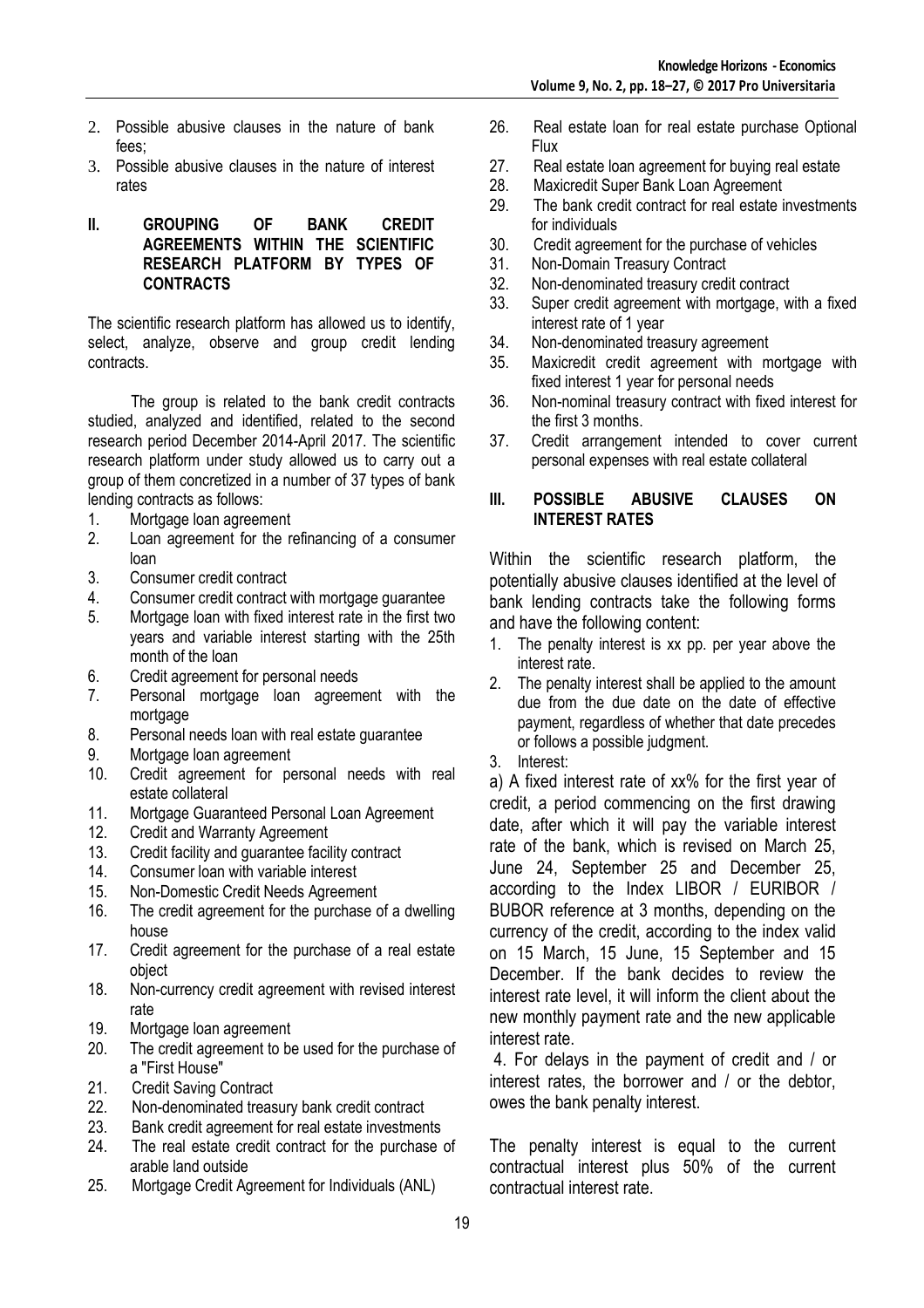2. Possible abusive clauses in the nature of bank fees;
3. Possible abusive clauses in the nature of interest rates

## II. GROUPING OF BANK CREDIT AGREEMENTS WITHIN THE SCIENTIFIC RESEARCH PLATFORM BY TYPES OF CONTRACTS

The scientific research platform has allowed us to identify, select, analyze, observe and group credit lending contracts.

The group is related to the bank credit contracts studied, analyzed and identified, related to the second research period December 2014-April 2017. The scientific research platform under study allowed us to carry out a group of them concretized in a number of 37 types of bank lending contracts as follows:

1. Mortgage loan agreement
2. Loan agreement for the refinancing of a consumer loan
3. Consumer credit contract
4. Consumer credit contract with mortgage guarantee
5. Mortgage loan with fixed interest rate in the first two years and variable interest starting with the 25th month of the loan
6. Credit agreement for personal needs
7. Personal mortgage loan agreement with the mortgage
8. Personal needs loan with real estate guarantee
9. Mortgage loan agreement
10. Credit agreement for personal needs with real estate collateral
11. Mortgage Guaranteed Personal Loan Agreement
12. Credit and Warranty Agreement
13. Credit facility and guarantee facility contract
14. Consumer loan with variable interest
15. Non-Domestic Credit Needs Agreement
16. The credit agreement for the purchase of a dwelling house
17. Credit agreement for the purchase of a real estate object
18. Non-currency credit agreement with revised interest rate
19. Mortgage loan agreement
20. The credit agreement to be used for the purchase of a "First House"
21. Credit Saving Contract
22. Non-denominated treasury bank credit contract
23. Bank credit agreement for real estate investments
24. The real estate credit contract for the purchase of arable land outside
25. Mortgage Credit Agreement for Individuals (ANL)
26. Real estate loan for real estate purchase Optional Flux
27. Real estate loan agreement for buying real estate
28. Maxicredit Super Bank Loan Agreement
29. The bank credit contract for real estate investments for individuals
30. Credit agreement for the purchase of vehicles
31. Non-Domain Treasury Contract
32. Non-denominated treasury credit contract
33. Super credit agreement with mortgage, with a fixed interest rate of 1 year
34. Non-denominated treasury agreement
35. Maxicredit credit agreement with mortgage with fixed interest 1 year for personal needs
36. Non-nominal treasury contract with fixed interest for the first 3 months.
37. Credit arrangement intended to cover current personal expenses with real estate collateral

## III. POSSIBLE ABUSIVE CLAUSES ON INTEREST RATES

Within the scientific research platform, the potentially abusive clauses identified at the level of bank lending contracts take the following forms and have the following content:

1. The penalty interest is xx pp. per year above the interest rate.
2. The penalty interest shall be applied to the amount due from the due date on the date of effective payment, regardless of whether that date precedes or follows a possible judgment.
3. Interest:

a) A fixed interest rate of xx% for the first year of credit, a period commencing on the first drawing date, after which it will pay the variable interest rate of the bank, which is revised on March 25, June 24, September 25 and December 25, according to the Index LIBOR / EURIBOR / BUBOR reference at 3 months, depending on the currency of the credit, according to the index valid on 15 March, 15 June, 15 September and 15 December. If the bank decides to review the interest rate level, it will inform the client about the new monthly payment rate and the new applicable interest rate.

4. For delays in the payment of credit and / or interest rates, the borrower and / or the debtor, owes the bank penalty interest.

The penalty interest is equal to the current contractual interest plus 50% of the current contractual interest rate.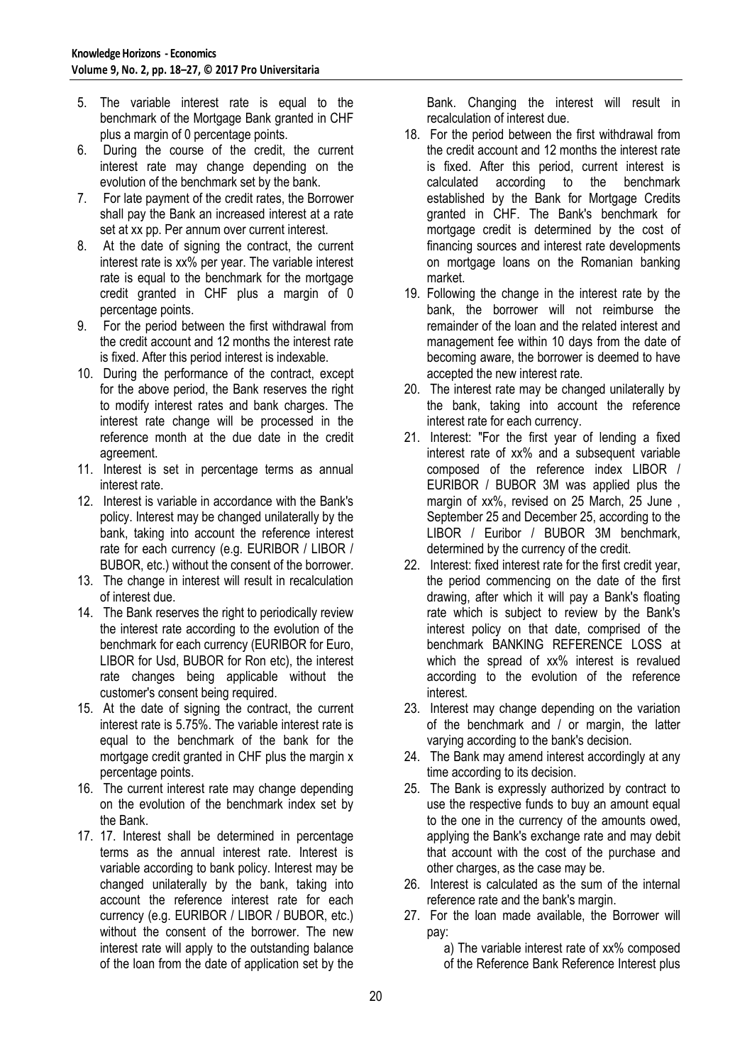5. The variable interest rate is equal to the benchmark of the Mortgage Bank granted in CHF plus a margin of 0 percentage points.
6. During the course of the credit, the current interest rate may change depending on the evolution of the benchmark set by the bank.
7. For late payment of the credit rates, the Borrower shall pay the Bank an increased interest at a rate set at xx pp. Per annum over current interest.
8. At the date of signing the contract, the current interest rate is xx% per year. The variable interest rate is equal to the benchmark for the mortgage credit granted in CHF plus a margin of 0 percentage points.
9. For the period between the first withdrawal from the credit account and 12 months the interest rate is fixed. After this period interest is indexable.
10. During the performance of the contract, except for the above period, the Bank reserves the right to modify interest rates and bank charges. The interest rate change will be processed in the reference month at the due date in the credit agreement.
11. Interest is set in percentage terms as annual interest rate.
12. Interest is variable in accordance with the Bank's policy. Interest may be changed unilaterally by the bank, taking into account the reference interest rate for each currency (e.g. EURIBOR / LIBOR / BUBOR, etc.) without the consent of the borrower.
13. The change in interest will result in recalculation of interest due.
14. The Bank reserves the right to periodically review the interest rate according to the evolution of the benchmark for each currency (EURIBOR for Euro, LIBOR for Usd, BUBOR for Ron etc), the interest rate changes being applicable without the customer's consent being required.
15. At the date of signing the contract, the current interest rate is 5.75%. The variable interest rate is equal to the benchmark of the bank for the mortgage credit granted in CHF plus the margin x percentage points.
16. The current interest rate may change depending on the evolution of the benchmark index set by the Bank.
17. 17. Interest shall be determined in percentage terms as the annual interest rate. Interest is variable according to bank policy. Interest may be changed unilaterally by the bank, taking into account the reference interest rate for each currency (e.g. EURIBOR / LIBOR / BUBOR, etc.) without the consent of the borrower. The new interest rate will apply to the outstanding balance of the loan from the date of application set by the Bank. Changing the interest will result in recalculation of interest due.
18. For the period between the first withdrawal from the credit account and 12 months the interest rate is fixed. After this period, current interest is calculated according to the benchmark established by the Bank for Mortgage Credits granted in CHF. The Bank's benchmark for mortgage credit is determined by the cost of financing sources and interest rate developments on mortgage loans on the Romanian banking market.
19. Following the change in the interest rate by the bank, the borrower will not reimburse the remainder of the loan and the related interest and management fee within 10 days from the date of becoming aware, the borrower is deemed to have accepted the new interest rate.
20. The interest rate may be changed unilaterally by the bank, taking into account the reference interest rate for each currency.
21. Interest: "For the first year of lending a fixed interest rate of xx% and a subsequent variable composed of the reference index LIBOR / EURIBOR / BUBOR 3M was applied plus the margin of xx%, revised on 25 March, 25 June , September 25 and December 25, according to the LIBOR / Euribor / BUBOR 3M benchmark, determined by the currency of the credit.
22. Interest: fixed interest rate for the first credit year, the period commencing on the date of the first drawing, after which it will pay a Bank's floating rate which is subject to review by the Bank's interest policy on that date, comprised of the benchmark BANKING REFERENCE LOSS at which the spread of xx% interest is revalued according to the evolution of the reference interest.
23. Interest may change depending on the variation of the benchmark and / or margin, the latter varying according to the bank's decision.
24. The Bank may amend interest accordingly at any time according to its decision.
25. The Bank is expressly authorized by contract to use the respective funds to buy an amount equal to the one in the currency of the amounts owed, applying the Bank's exchange rate and may debit that account with the cost of the purchase and other charges, as the case may be.
26. Interest is calculated as the sum of the internal reference rate and the bank's margin.
27. For the loan made available, the Borrower will pay:

    a) The variable interest rate of xx% composed of the Reference Bank Reference Interest plus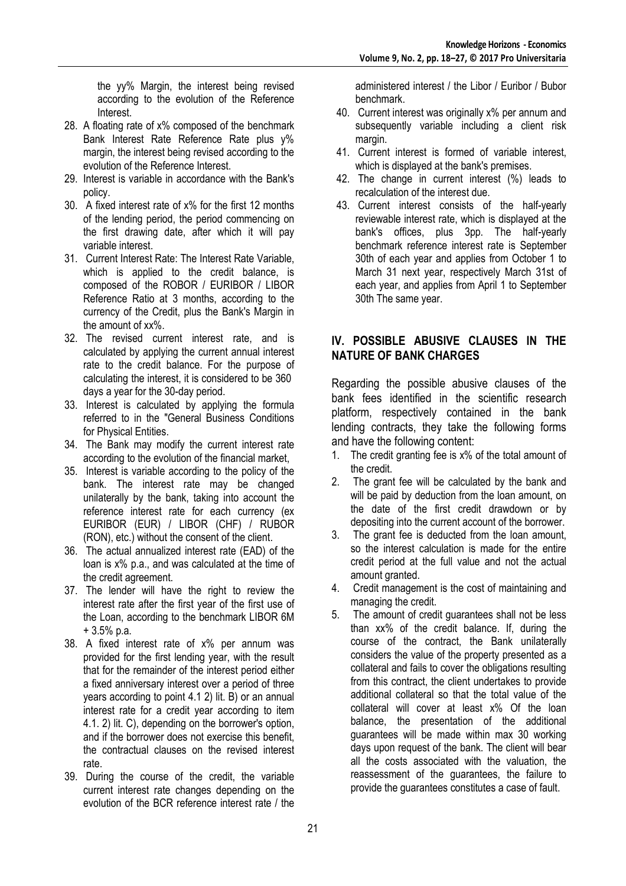the yy% Margin, the interest being revised according to the evolution of the Reference Interest.

28. A floating rate of x% composed of the benchmark Bank Interest Rate Reference Rate plus y% margin, the interest being revised according to the evolution of the Reference Interest.
29. Interest is variable in accordance with the Bank's policy.
30. A fixed interest rate of x% for the first 12 months of the lending period, the period commencing on the first drawing date, after which it will pay variable interest.
31. Current Interest Rate: The Interest Rate Variable, which is applied to the credit balance, is composed of the ROBOR / EURIBOR / LIBOR Reference Ratio at 3 months, according to the currency of the Credit, plus the Bank's Margin in the amount of xx%.
32. The revised current interest rate, and is calculated by applying the current annual interest rate to the credit balance. For the purpose of calculating the interest, it is considered to be 360 days a year for the 30-day period.
33. Interest is calculated by applying the formula referred to in the "General Business Conditions for Physical Entities.
34. The Bank may modify the current interest rate according to the evolution of the financial market,
35. Interest is variable according to the policy of the bank. The interest rate may be changed unilaterally by the bank, taking into account the reference interest rate for each currency (ex EURIBOR (EUR) / LIBOR (CHF) / RUBOR (RON), etc.) without the consent of the client.
36. The actual annualized interest rate (EAD) of the loan is x% p.a., and was calculated at the time of the credit agreement.
37. The lender will have the right to review the interest rate after the first year of the first use of the Loan, according to the benchmark LIBOR 6M + 3.5% p.a.
38. A fixed interest rate of x% per annum was provided for the first lending year, with the result that for the remainder of the interest period either a fixed anniversary interest over a period of three years according to point 4.1 2) lit. B) or an annual interest rate for a credit year according to item 4.1. 2) lit. C), depending on the borrower's option, and if the borrower does not exercise this benefit, the contractual clauses on the revised interest rate.
39. During the course of the credit, the variable current interest rate changes depending on the evolution of the BCR reference interest rate / the administered interest / the Libor / Euribor / Bubor benchmark.
40. Current interest was originally x% per annum and subsequently variable including a client risk margin.
41. Current interest is formed of variable interest, which is displayed at the bank's premises.
42. The change in current interest (%) leads to recalculation of the interest due.
43. Current interest consists of the half-yearly reviewable interest rate, which is displayed at the bank's offices, plus 3pp. The half-yearly benchmark reference interest rate is September 30th of each year and applies from October 1 to March 31 next year, respectively March 31st of each year, and applies from April 1 to September 30th The same year.

## IV. POSSIBLE ABUSIVE CLAUSES IN THE NATURE OF BANK CHARGES

Regarding the possible abusive clauses of the bank fees identified in the scientific research platform, respectively contained in the bank lending contracts, they take the following forms and have the following content:

1. The credit granting fee is x% of the total amount of the credit.
2. The grant fee will be calculated by the bank and will be paid by deduction from the loan amount, on the date of the first credit drawdown or by depositing into the current account of the borrower.
3. The grant fee is deducted from the loan amount, so the interest calculation is made for the entire credit period at the full value and not the actual amount granted.
4. Credit management is the cost of maintaining and managing the credit.
5. The amount of credit guarantees shall not be less than xx% of the credit balance. If, during the course of the contract, the Bank unilaterally considers the value of the property presented as a collateral and fails to cover the obligations resulting from this contract, the client undertakes to provide additional collateral so that the total value of the collateral will cover at least x% Of the loan balance, the presentation of the additional guarantees will be made within max 30 working days upon request of the bank. The client will bear all the costs associated with the valuation, the reassessment of the guarantees, the failure to provide the guarantees constitutes a case of fault.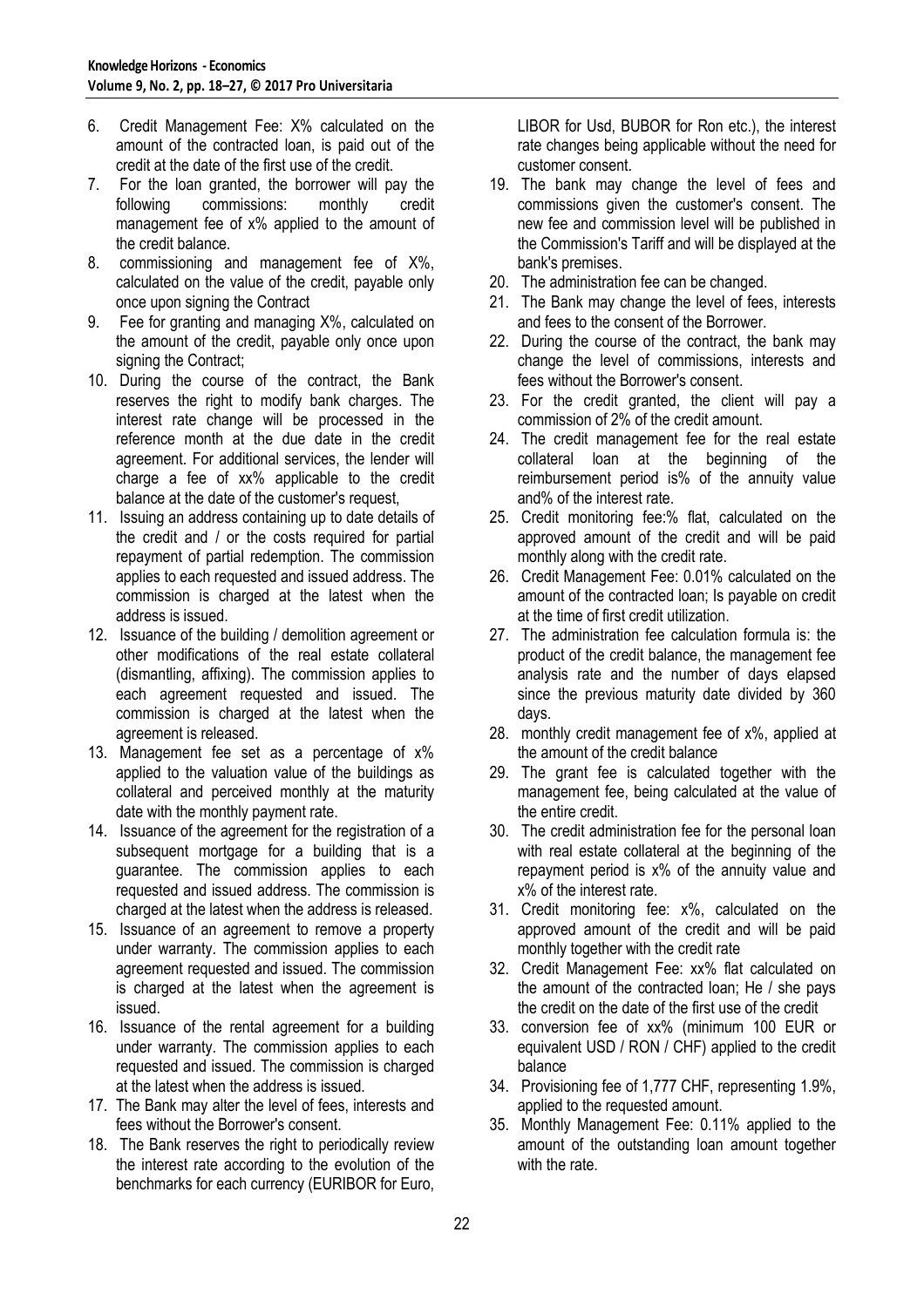6. Credit Management Fee: X% calculated on the amount of the contracted loan, is paid out of the credit at the date of the first use of the credit.
7. For the loan granted, the borrower will pay the following commissions: monthly credit management fee of x% applied to the amount of the credit balance.
8. commissioning and management fee of X%, calculated on the value of the credit, payable only once upon signing the Contract
9. Fee for granting and managing X%, calculated on the amount of the credit, payable only once upon signing the Contract;
10. During the course of the contract, the Bank reserves the right to modify bank charges. The interest rate change will be processed in the reference month at the due date in the credit agreement. For additional services, the lender will charge a fee of xx% applicable to the credit balance at the date of the customer's request,
11. Issuing an address containing up to date details of the credit and / or the costs required for partial repayment of partial redemption. The commission applies to each requested and issued address. The commission is charged at the latest when the address is issued.
12. Issuance of the building / demolition agreement or other modifications of the real estate collateral (dismantling, affixing). The commission applies to each agreement requested and issued. The commission is charged at the latest when the agreement is released.
13. Management fee set as a percentage of x% applied to the valuation value of the buildings as collateral and perceived monthly at the maturity date with the monthly payment rate.
14. Issuance of the agreement for the registration of a subsequent mortgage for a building that is a guarantee. The commission applies to each requested and issued address. The commission is charged at the latest when the address is released.
15. Issuance of an agreement to remove a property under warranty. The commission applies to each agreement requested and issued. The commission is charged at the latest when the agreement is issued.
16. Issuance of the rental agreement for a building under warranty. The commission applies to each requested and issued. The commission is charged at the latest when the address is issued.
17. The Bank may alter the level of fees, interests and fees without the Borrower's consent.
18. The Bank reserves the right to periodically review the interest rate according to the evolution of the benchmarks for each currency (EURIBOR for Euro, LIBOR for Usd, BUBOR for Ron etc.), the interest rate changes being applicable without the need for customer consent.
19. The bank may change the level of fees and commissions given the customer's consent. The new fee and commission level will be published in the Commission's Tariff and will be displayed at the bank's premises.
20. The administration fee can be changed.
21. The Bank may change the level of fees, interests and fees to the consent of the Borrower.
22. During the course of the contract, the bank may change the level of commissions, interests and fees without the Borrower's consent.
23. For the credit granted, the client will pay a commission of 2% of the credit amount.
24. The credit management fee for the real estate collateral loan at the beginning of the reimbursement period is% of the annuity value and% of the interest rate.
25. Credit monitoring fee:% flat, calculated on the approved amount of the credit and will be paid monthly along with the credit rate.
26. Credit Management Fee: 0.01% calculated on the amount of the contracted loan; Is payable on credit at the time of first credit utilization.
27. The administration fee calculation formula is: the product of the credit balance, the management fee analysis rate and the number of days elapsed since the previous maturity date divided by 360 days.
28. monthly credit management fee of x%, applied at the amount of the credit balance
29. The grant fee is calculated together with the management fee, being calculated at the value of the entire credit.
30. The credit administration fee for the personal loan with real estate collateral at the beginning of the repayment period is x% of the annuity value and x% of the interest rate.
31. Credit monitoring fee: x%, calculated on the approved amount of the credit and will be paid monthly together with the credit rate
32. Credit Management Fee: xx% flat calculated on the amount of the contracted loan; He / she pays the credit on the date of the first use of the credit
33. conversion fee of xx% (minimum 100 EUR or equivalent USD / RON / CHF) applied to the credit balance
34. Provisioning fee of 1,777 CHF, representing 1.9%, applied to the requested amount.
35. Monthly Management Fee: 0.11% applied to the amount of the outstanding loan amount together with the rate.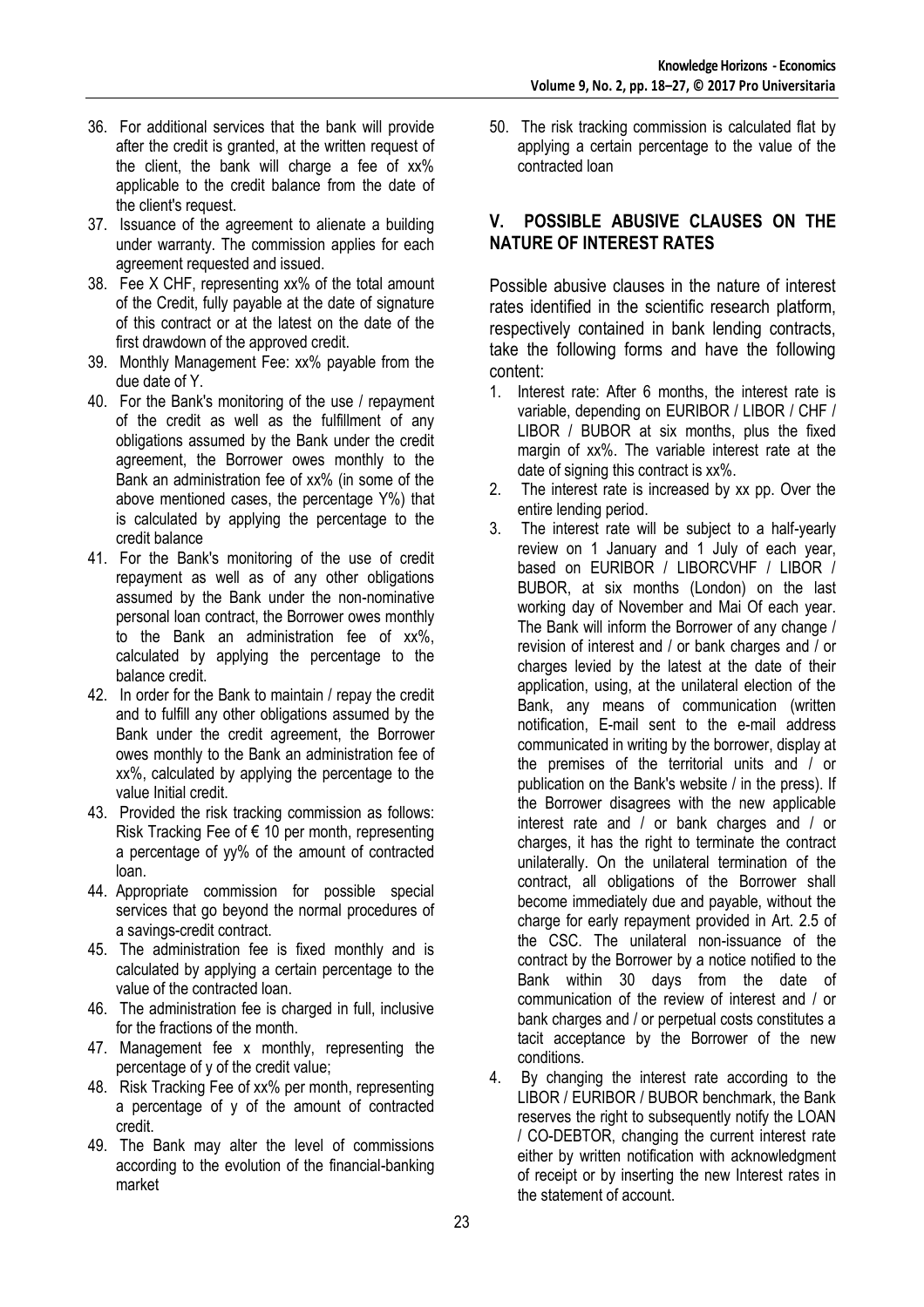36. For additional services that the bank will provide after the credit is granted, at the written request of the client, the bank will charge a fee of xx% applicable to the credit balance from the date of the client's request.
37. Issuance of the agreement to alienate a building under warranty. The commission applies for each agreement requested and issued.
38. Fee X CHF, representing xx% of the total amount of the Credit, fully payable at the date of signature of this contract or at the latest on the date of the first drawdown of the approved credit.
39. Monthly Management Fee: xx% payable from the due date of Y.
40. For the Bank's monitoring of the use / repayment of the credit as well as the fulfillment of any obligations assumed by the Bank under the credit agreement, the Borrower owes monthly to the Bank an administration fee of xx% (in some of the above mentioned cases, the percentage Y%) that is calculated by applying the percentage to the credit balance
41. For the Bank's monitoring of the use of credit repayment as well as of any other obligations assumed by the Bank under the non-nominative personal loan contract, the Borrower owes monthly to the Bank an administration fee of xx%, calculated by applying the percentage to the balance credit.
42. In order for the Bank to maintain / repay the credit and to fulfill any other obligations assumed by the Bank under the credit agreement, the Borrower owes monthly to the Bank an administration fee of xx%, calculated by applying the percentage to the value Initial credit.
43. Provided the risk tracking commission as follows: Risk Tracking Fee of € 10 per month, representing a percentage of yy% of the amount of contracted loan.
44. Appropriate commission for possible special services that go beyond the normal procedures of a savings-credit contract.
45. The administration fee is fixed monthly and is calculated by applying a certain percentage to the value of the contracted loan.
46. The administration fee is charged in full, inclusive for the fractions of the month.
47. Management fee x monthly, representing the percentage of y of the credit value;
48. Risk Tracking Fee of xx% per month, representing a percentage of y of the amount of contracted credit.
49. The Bank may alter the level of commissions according to the evolution of the financial-banking market
50. The risk tracking commission is calculated flat by applying a certain percentage to the value of the contracted loan

## V. POSSIBLE ABUSIVE CLAUSES ON THE NATURE OF INTEREST RATES

Possible abusive clauses in the nature of interest rates identified in the scientific research platform, respectively contained in bank lending contracts, take the following forms and have the following content:

1. Interest rate: After 6 months, the interest rate is variable, depending on EURIBOR / LIBOR / CHF / LIBOR / BUBOR at six months, plus the fixed margin of xx%. The variable interest rate at the date of signing this contract is xx%.
2. The interest rate is increased by xx pp. Over the entire lending period.
3. The interest rate will be subject to a half-yearly review on 1 January and 1 July of each year, based on EURIBOR / LIBORCVHF / LIBOR / BUBOR, at six months (London) on the last working day of November and Mai Of each year. The Bank will inform the Borrower of any change / revision of interest and / or bank charges and / or charges levied by the latest at the date of their application, using, at the unilateral election of the Bank, any means of communication (written notification, E-mail sent to the e-mail address communicated in writing by the borrower, display at the premises of the territorial units and / or publication on the Bank's website / in the press). If the Borrower disagrees with the new applicable interest rate and / or bank charges and / or charges, it has the right to terminate the contract unilaterally. On the unilateral termination of the contract, all obligations of the Borrower shall become immediately due and payable, without the charge for early repayment provided in Art. 2.5 of the CSC. The unilateral non-issuance of the contract by the Borrower by a notice notified to the Bank within 30 days from the date of communication of the review of interest and / or bank charges and / or perpetual costs constitutes a tacit acceptance by the Borrower of the new conditions.
4. By changing the interest rate according to the LIBOR / EURIBOR / BUBOR benchmark, the Bank reserves the right to subsequently notify the LOAN / CO-DEBTOR, changing the current interest rate either by written notification with acknowledgment of receipt or by inserting the new Interest rates in the statement of account.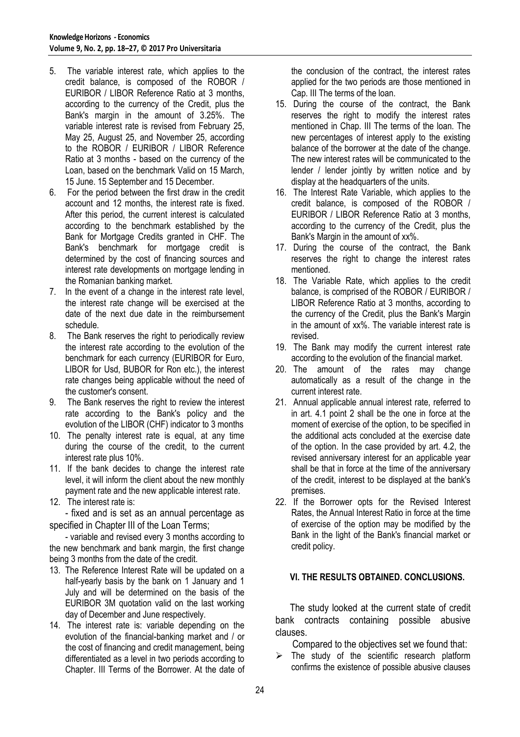5. The variable interest rate, which applies to the credit balance, is composed of the ROBOR / EURIBOR / LIBOR Reference Ratio at 3 months, according to the currency of the Credit, plus the Bank's margin in the amount of 3.25%. The variable interest rate is revised from February 25, May 25, August 25, and November 25, according to the ROBOR / EURIBOR / LIBOR Reference Ratio at 3 months - based on the currency of the Loan, based on the benchmark Valid on 15 March, 15 June. 15 September and 15 December.
6. For the period between the first draw in the credit account and 12 months, the interest rate is fixed. After this period, the current interest is calculated according to the benchmark established by the Bank for Mortgage Credits granted in CHF. The Bank's benchmark for mortgage credit is determined by the cost of financing sources and interest rate developments on mortgage lending in the Romanian banking market.
7. In the event of a change in the interest rate level, the interest rate change will be exercised at the date of the next due date in the reimbursement schedule.
8. The Bank reserves the right to periodically review the interest rate according to the evolution of the benchmark for each currency (EURIBOR for Euro, LIBOR for Usd, BUBOR for Ron etc.), the interest rate changes being applicable without the need of the customer's consent.
9. The Bank reserves the right to review the interest rate according to the Bank's policy and the evolution of the LIBOR (CHF) indicator to 3 months
10. The penalty interest rate is equal, at any time during the course of the credit, to the current interest rate plus 10%.
11. If the bank decides to change the interest rate level, it will inform the client about the new monthly payment rate and the new applicable interest rate.
12. The interest rate is:

    - fixed and is set as an annual percentage as specified in Chapter III of the Loan Terms;

    - variable and revised every 3 months according to the new benchmark and bank margin, the first change being 3 months from the date of the credit.
13. The Reference Interest Rate will be updated on a half-yearly basis by the bank on 1 January and 1 July and will be determined on the basis of the EURIBOR 3M quotation valid on the last working day of December and June respectively.
14. The interest rate is: variable depending on the evolution of the financial-banking market and / or the cost of financing and credit management, being differentiated as a level in two periods according to Chapter. III Terms of the Borrower. At the date of the conclusion of the contract, the interest rates applied for the two periods are those mentioned in Cap. III The terms of the loan.
15. During the course of the contract, the Bank reserves the right to modify the interest rates mentioned in Chap. III The terms of the loan. The new percentages of interest apply to the existing balance of the borrower at the date of the change. The new interest rates will be communicated to the lender / lender jointly by written notice and by display at the headquarters of the units.
16. The Interest Rate Variable, which applies to the credit balance, is composed of the ROBOR / EURIBOR / LIBOR Reference Ratio at 3 months, according to the currency of the Credit, plus the Bank's Margin in the amount of xx%.
17. During the course of the contract, the Bank reserves the right to change the interest rates mentioned.
18. The Variable Rate, which applies to the credit balance, is comprised of the ROBOR / EURIBOR / LIBOR Reference Ratio at 3 months, according to the currency of the Credit, plus the Bank's Margin in the amount of xx%. The variable interest rate is revised.
19. The Bank may modify the current interest rate according to the evolution of the financial market.
20. The amount of the rates may change automatically as a result of the change in the current interest rate.
21. Annual applicable annual interest rate, referred to in art. 4.1 point 2 shall be the one in force at the moment of exercise of the option, to be specified in the additional acts concluded at the exercise date of the option. In the case provided by art. 4.2, the revised anniversary interest for an applicable year shall be that in force at the time of the anniversary of the credit, interest to be displayed at the bank's premises.
22. If the Borrower opts for the Revised Interest Rates, the Annual Interest Ratio in force at the time of exercise of the option may be modified by the Bank in the light of the Bank's financial market or credit policy.

## VI. THE RESULTS OBTAINED. CONCLUSIONS.

The study looked at the current state of credit bank contracts containing possible abusive clauses.

Compared to the objectives set we found that:

- The study of the scientific research platform confirms the existence of possible abusive clauses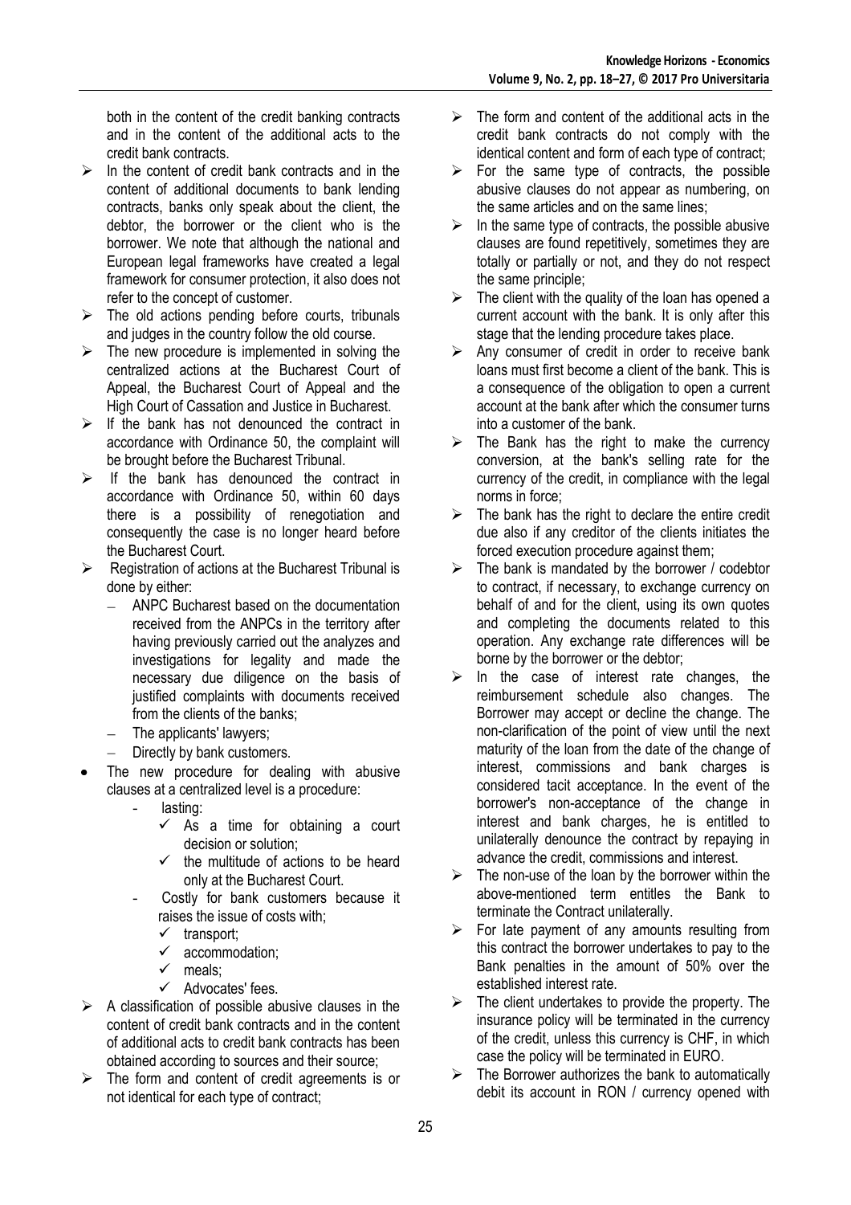both in the content of the credit banking contracts and in the content of the additional acts to the credit bank contracts.

- In the content of credit bank contracts and in the content of additional documents to bank lending contracts, banks only speak about the client, the debtor, the borrower or the client who is the borrower. We note that although the national and European legal frameworks have created a legal framework for consumer protection, it also does not refer to the concept of customer.
- The old actions pending before courts, tribunals and judges in the country follow the old course.
- The new procedure is implemented in solving the centralized actions at the Bucharest Court of Appeal, the Bucharest Court of Appeal and the High Court of Cassation and Justice in Bucharest.
- If the bank has not denounced the contract in accordance with Ordinance 50, the complaint will be brought before the Bucharest Tribunal.
- If the bank has denounced the contract in accordance with Ordinance 50, within 60 days there is a possibility of renegotiation and consequently the case is no longer heard before the Bucharest Court.
- Registration of actions at the Bucharest Tribunal is done by either:
  - ANPC Bucharest based on the documentation received from the ANPCs in the territory after having previously carried out the analyzes and investigations for legality and made the necessary due diligence on the basis of justified complaints with documents received from the clients of the banks;
  - The applicants' lawyers;
  - Directly by bank customers.
- The new procedure for dealing with abusive clauses at a centralized level is a procedure:
  - lasting:
    - As a time for obtaining a court decision or solution;
    - the multitude of actions to be heard only at the Bucharest Court.
  - Costly for bank customers because it raises the issue of costs with;
    - transport;
    - accommodation;
    - meals;
    - Advocates' fees.
- A classification of possible abusive clauses in the content of credit bank contracts and in the content of additional acts to credit bank contracts has been obtained according to sources and their source;
- The form and content of credit agreements is or not identical for each type of contract;
- The form and content of the additional acts in the credit bank contracts do not comply with the identical content and form of each type of contract;
- For the same type of contracts, the possible abusive clauses do not appear as numbering, on the same articles and on the same lines;
- In the same type of contracts, the possible abusive clauses are found repetitively, sometimes they are totally or partially or not, and they do not respect the same principle;
- The client with the quality of the loan has opened a current account with the bank. It is only after this stage that the lending procedure takes place.
- Any consumer of credit in order to receive bank loans must first become a client of the bank. This is a consequence of the obligation to open a current account at the bank after which the consumer turns into a customer of the bank.
- The Bank has the right to make the currency conversion, at the bank's selling rate for the currency of the credit, in compliance with the legal norms in force;
- The bank has the right to declare the entire credit due also if any creditor of the clients initiates the forced execution procedure against them;
- The bank is mandated by the borrower / codebtor to contract, if necessary, to exchange currency on behalf of and for the client, using its own quotes and completing the documents related to this operation. Any exchange rate differences will be borne by the borrower or the debtor;
- In the case of interest rate changes, the reimbursement schedule also changes. The Borrower may accept or decline the change. The non-clarification of the point of view until the next maturity of the loan from the date of the change of interest, commissions and bank charges is considered tacit acceptance. In the event of the borrower's non-acceptance of the change in interest and bank charges, he is entitled to unilaterally denounce the contract by repaying in advance the credit, commissions and interest.
- The non-use of the loan by the borrower within the above-mentioned term entitles the Bank to terminate the Contract unilaterally.
- For late payment of any amounts resulting from this contract the borrower undertakes to pay to the Bank penalties in the amount of 50% over the established interest rate.
- The client undertakes to provide the property. The insurance policy will be terminated in the currency of the credit, unless this currency is CHF, in which case the policy will be terminated in EURO.
- The Borrower authorizes the bank to automatically debit its account in RON / currency opened with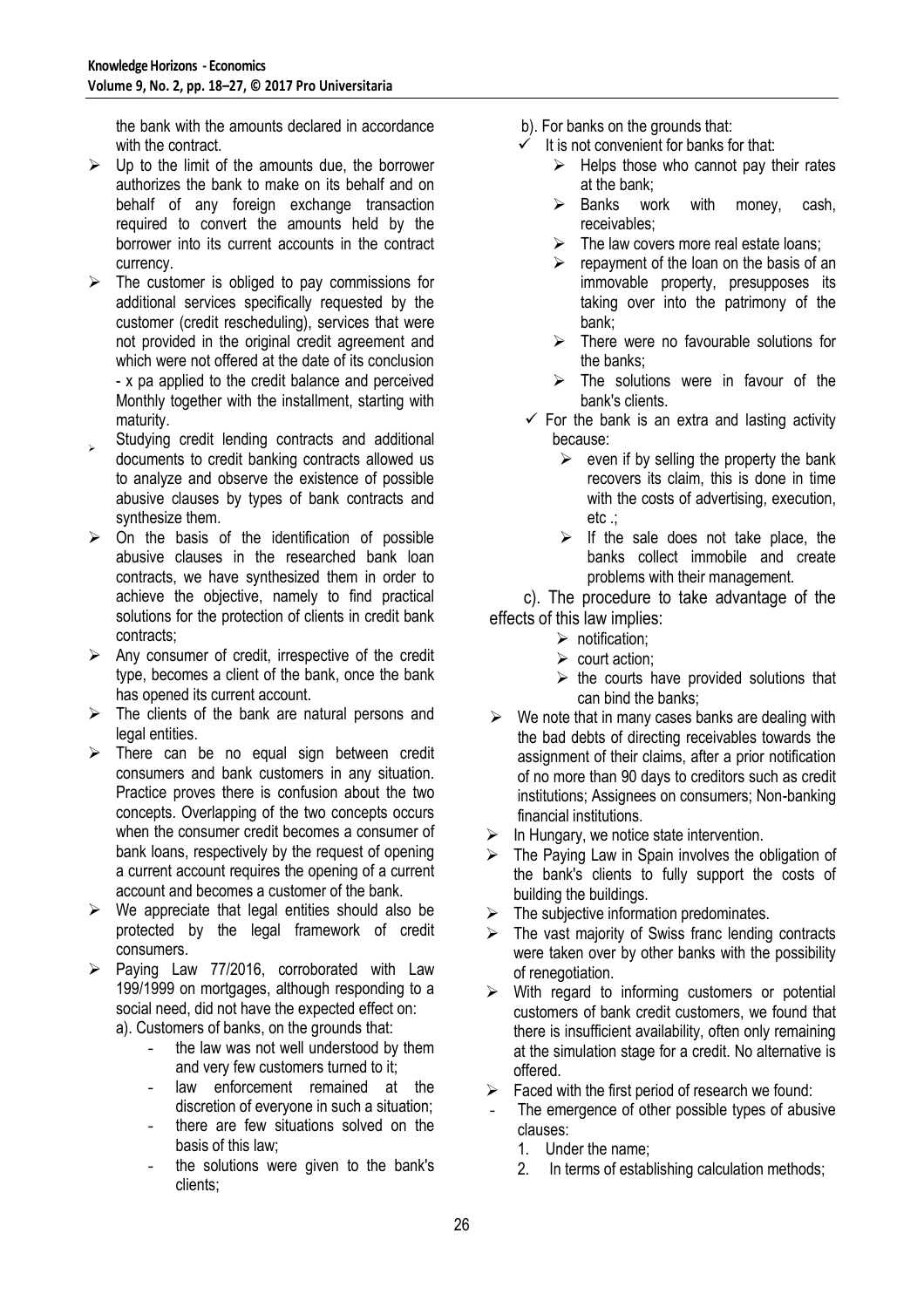the bank with the amounts declared in accordance with the contract.

- Up to the limit of the amounts due, the borrower authorizes the bank to make on its behalf and on behalf of any foreign exchange transaction required to convert the amounts held by the borrower into its current accounts in the contract currency.
- The customer is obliged to pay commissions for additional services specifically requested by the customer (credit rescheduling), services that were not provided in the original credit agreement and which were not offered at the date of its conclusion - x pa applied to the credit balance and perceived Monthly together with the installment, starting with maturity.
- Studying credit lending contracts and additional documents to credit banking contracts allowed us to analyze and observe the existence of possible abusive clauses by types of bank contracts and synthesize them.
- On the basis of the identification of possible abusive clauses in the researched bank loan contracts, we have synthesized them in order to achieve the objective, namely to find practical solutions for the protection of clients in credit bank contracts;
- Any consumer of credit, irrespective of the credit type, becomes a client of the bank, once the bank has opened its current account.
- The clients of the bank are natural persons and legal entities.
- There can be no equal sign between credit consumers and bank customers in any situation. Practice proves there is confusion about the two concepts. Overlapping of the two concepts occurs when the consumer credit becomes a consumer of bank loans, respectively by the request of opening a current account requires the opening of a current account and becomes a customer of the bank.
- We appreciate that legal entities should also be protected by the legal framework of credit consumers.
- Paying Law 77/2016, corroborated with Law 199/1999 on mortgages, although responding to a social need, did not have the expected effect on:

  a). Customers of banks, on the grounds that:
  - the law was not well understood by them and very few customers turned to it;
  - law enforcement remained at the discretion of everyone in such a situation;
  - there are few situations solved on the basis of this law;
  - the solutions were given to the bank's clients;

  b). For banks on the grounds that:
  - It is not convenient for banks for that:
    - Helps those who cannot pay their rates at the bank;
    - Banks work with money, cash, receivables;
    - The law covers more real estate loans;
    - repayment of the loan on the basis of an immovable property, presupposes its taking over into the patrimony of the bank;
    - There were no favourable solutions for the banks;
    - The solutions were in favour of the bank's clients.
  - For the bank is an extra and lasting activity because:
    - even if by selling the property the bank recovers its claim, this is done in time with the costs of advertising, execution, etc .;
    - If the sale does not take place, the banks collect immobile and create problems with their management.

  c). The procedure to take advantage of the effects of this law implies:
    - notification;
    - court action;
    - the courts have provided solutions that can bind the banks;
- We note that in many cases banks are dealing with the bad debts of directing receivables towards the assignment of their claims, after a prior notification of no more than 90 days to creditors such as credit institutions; Assignees on consumers; Non-banking financial institutions.
- In Hungary, we notice state intervention.
- The Paying Law in Spain involves the obligation of the bank's clients to fully support the costs of building the buildings.
- The subjective information predominates.
- The vast majority of Swiss franc lending contracts were taken over by other banks with the possibility of renegotiation.
- With regard to informing customers or potential customers of bank credit customers, we found that there is insufficient availability, often only remaining at the simulation stage for a credit. No alternative is offered.
- Faced with the first period of research we found:
  - The emergence of other possible types of abusive clauses:
    1. Under the name;
    2. In terms of establishing calculation methods;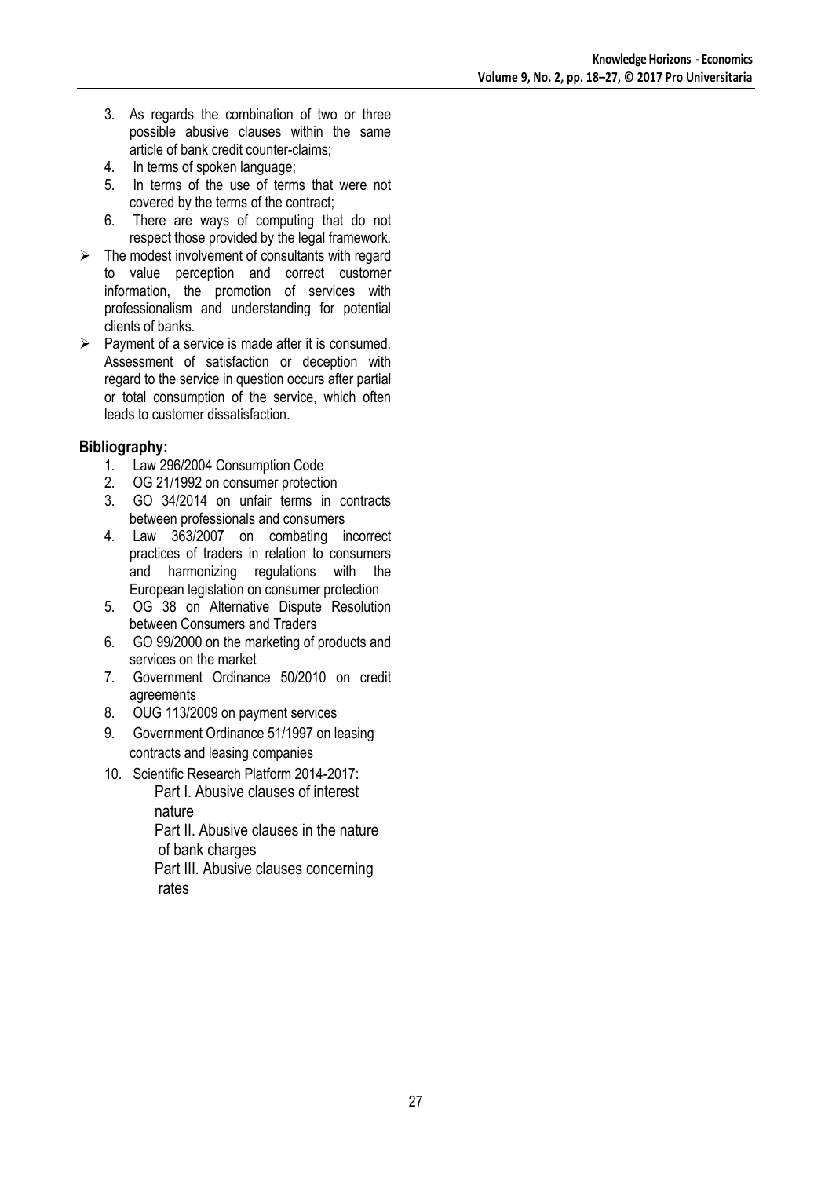3. As regards the combination of two or three possible abusive clauses within the same article of bank credit counter-claims;
4. In terms of spoken language;
5. In terms of the use of terms that were not covered by the terms of the contract;
6. There are ways of computing that do not respect those provided by the legal framework.

- The modest involvement of consultants with regard to value perception and correct customer information, the promotion of services with professionalism and understanding for potential clients of banks.
- Payment of a service is made after it is consumed. Assessment of satisfaction or deception with regard to the service in question occurs after partial or total consumption of the service, which often leads to customer dissatisfaction.

## Bibliography:

1. Law 296/2004 Consumption Code
2. OG 21/1992 on consumer protection
3. GO 34/2014 on unfair terms in contracts between professionals and consumers
4. Law 363/2007 on combating incorrect practices of traders in relation to consumers and harmonizing regulations with the European legislation on consumer protection
5. OG 38 on Alternative Dispute Resolution between Consumers and Traders
6. GO 99/2000 on the marketing of products and services on the market
7. Government Ordinance 50/2010 on credit agreements
8. OUG 113/2009 on payment services
9. Government Ordinance 51/1997 on leasing contracts and leasing companies
10. Scientific Research Platform 2014-2017:
    Part I. Abusive clauses of interest nature
    Part II. Abusive clauses in the nature of bank charges
    Part III. Abusive clauses concerning rates